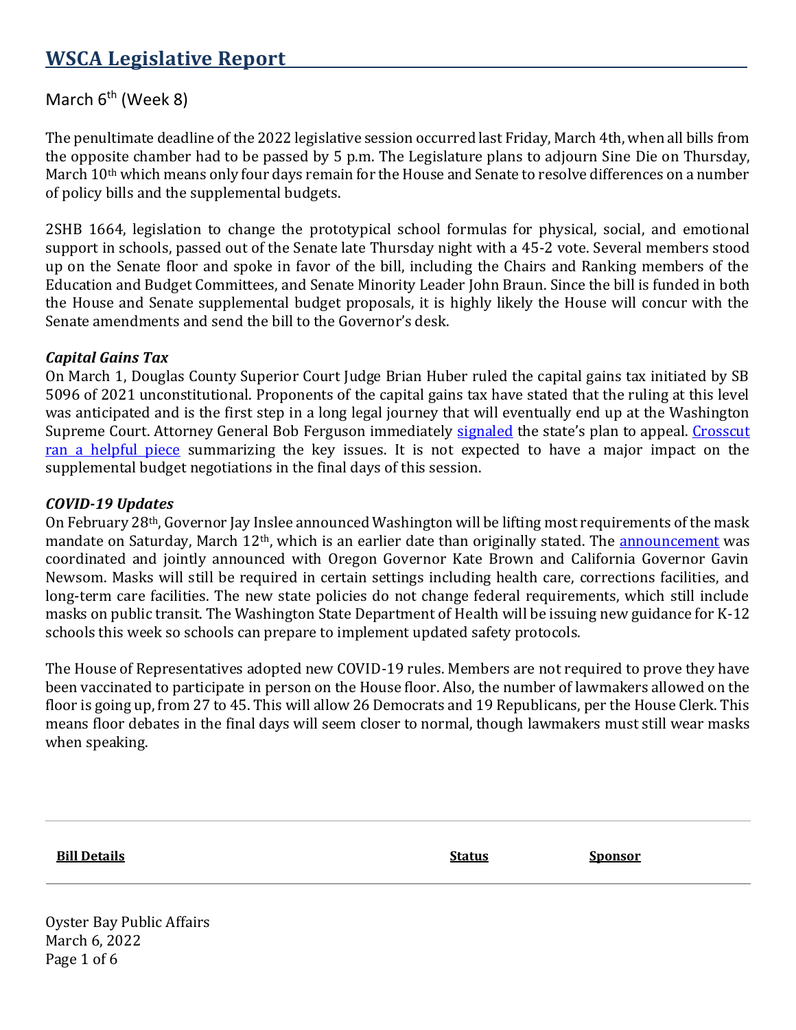# WSCA Legislative Report

March 6th (Week 8)

The penultimate deadline of the 2022 legislative session occurred last Friday, March 4th, when all bills from the opposite chamber had to be passed by 5 p.m. The Legislature plans to adjourn Sine Die on Thursday, March 10th which means only four days remain for the House and Senate to resolve differences on a number of policy bills and the supplemental budgets.

2SHB 1664, legislation to change the prototypical school formulas for physical, social, and emotional support in schools, passed out of the Senate late Thursday night with a 45-2 vote. Several members stood up on the Senate floor and spoke in favor of the bill, including the Chairs and Ranking members of the Education and Budget Committees, and Senate Minority Leader John Braun. Since the bill is funded in both the House and Senate supplemental budget proposals, it is highly likely the House will concur with the Senate amendments and send the bill to the Governor's desk.

***Capital Gains Tax***

On March 1, Douglas County Superior Court Judge Brian Huber ruled the capital gains tax initiated by SB 5096 of 2021 unconstitutional. Proponents of the capital gains tax have stated that the ruling at this level was anticipated and is the first step in a long legal journey that will eventually end up at the Washington Supreme Court. Attorney General Bob Ferguson immediately signaled the state's plan to appeal. Crosscut ran a helpful piece summarizing the key issues. It is not expected to have a major impact on the supplemental budget negotiations in the final days of this session.

***COVID-19 Updates***

On February 28th, Governor Jay Inslee announced Washington will be lifting most requirements of the mask mandate on Saturday, March 12th, which is an earlier date than originally stated. The announcement was coordinated and jointly announced with Oregon Governor Kate Brown and California Governor Gavin Newsom. Masks will still be required in certain settings including health care, corrections facilities, and long-term care facilities. The new state policies do not change federal requirements, which still include masks on public transit. The Washington State Department of Health will be issuing new guidance for K-12 schools this week so schools can prepare to implement updated safety protocols.

The House of Representatives adopted new COVID-19 rules. Members are not required to prove they have been vaccinated to participate in person on the House floor. Also, the number of lawmakers allowed on the floor is going up, from 27 to 45. This will allow 26 Democrats and 19 Republicans, per the House Clerk. This means floor debates in the final days will seem closer to normal, though lawmakers must still wear masks when speaking.

| **Bill Details** | **Status** | **Sponsor** |
| --- | --- | --- |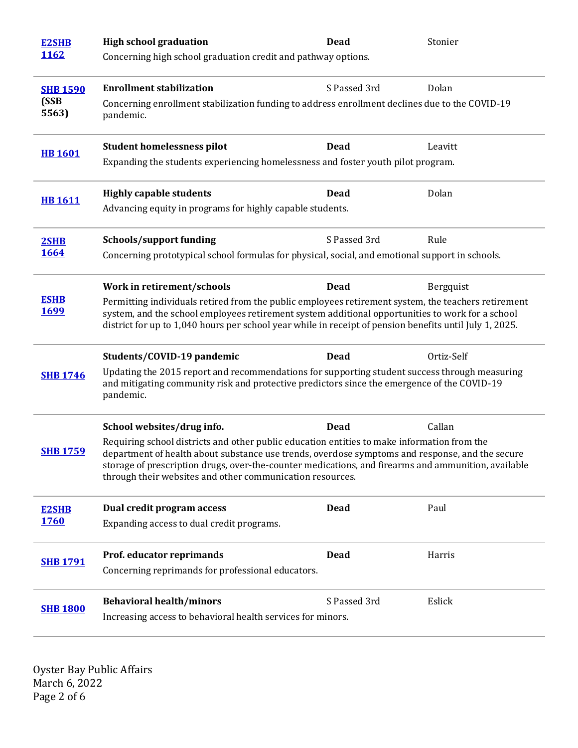| Bill | Title / Description | Status | Sponsor |
|---|---|---|---|
| E2SHB 1162 | **High school graduation**<br>Concerning high school graduation credit and pathway options. | **Dead** | Stonier |
| SHB 1590 (SSB 5563) | **Enrollment stabilization**<br>Concerning enrollment stabilization funding to address enrollment declines due to the COVID-19 pandemic. | S Passed 3rd | Dolan |
| HB 1601 | **Student homelessness pilot**<br>Expanding the students experiencing homelessness and foster youth pilot program. | **Dead** | Leavitt |
| HB 1611 | **Highly capable students**<br>Advancing equity in programs for highly capable students. | **Dead** | Dolan |
| 2SHB 1664 | **Schools/support funding**<br>Concerning prototypical school formulas for physical, social, and emotional support in schools. | S Passed 3rd | Rule |
| ESHB 1699 | **Work in retirement/schools**<br>Permitting individuals retired from the public employees retirement system, the teachers retirement system, and the school employees retirement system additional opportunities to work for a school district for up to 1,040 hours per school year while in receipt of pension benefits until July 1, 2025. | **Dead** | Bergquist |
| SHB 1746 | **Students/COVID-19 pandemic**<br>Updating the 2015 report and recommendations for supporting student success through measuring and mitigating community risk and protective predictors since the emergence of the COVID-19 pandemic. | **Dead** | Ortiz-Self |
| SHB 1759 | **School websites/drug info.**<br>Requiring school districts and other public education entities to make information from the department of health about substance use trends, overdose symptoms and response, and the secure storage of prescription drugs, over-the-counter medications, and firearms and ammunition, available through their websites and other communication resources. | **Dead** | Callan |
| E2SHB 1760 | **Dual credit program access**<br>Expanding access to dual credit programs. | **Dead** | Paul |
| SHB 1791 | **Prof. educator reprimands**<br>Concerning reprimands for professional educators. | **Dead** | Harris |
| SHB 1800 | **Behavioral health/minors**<br>Increasing access to behavioral health services for minors. | S Passed 3rd | Eslick |

Oyster Bay Public Affairs
March 6, 2022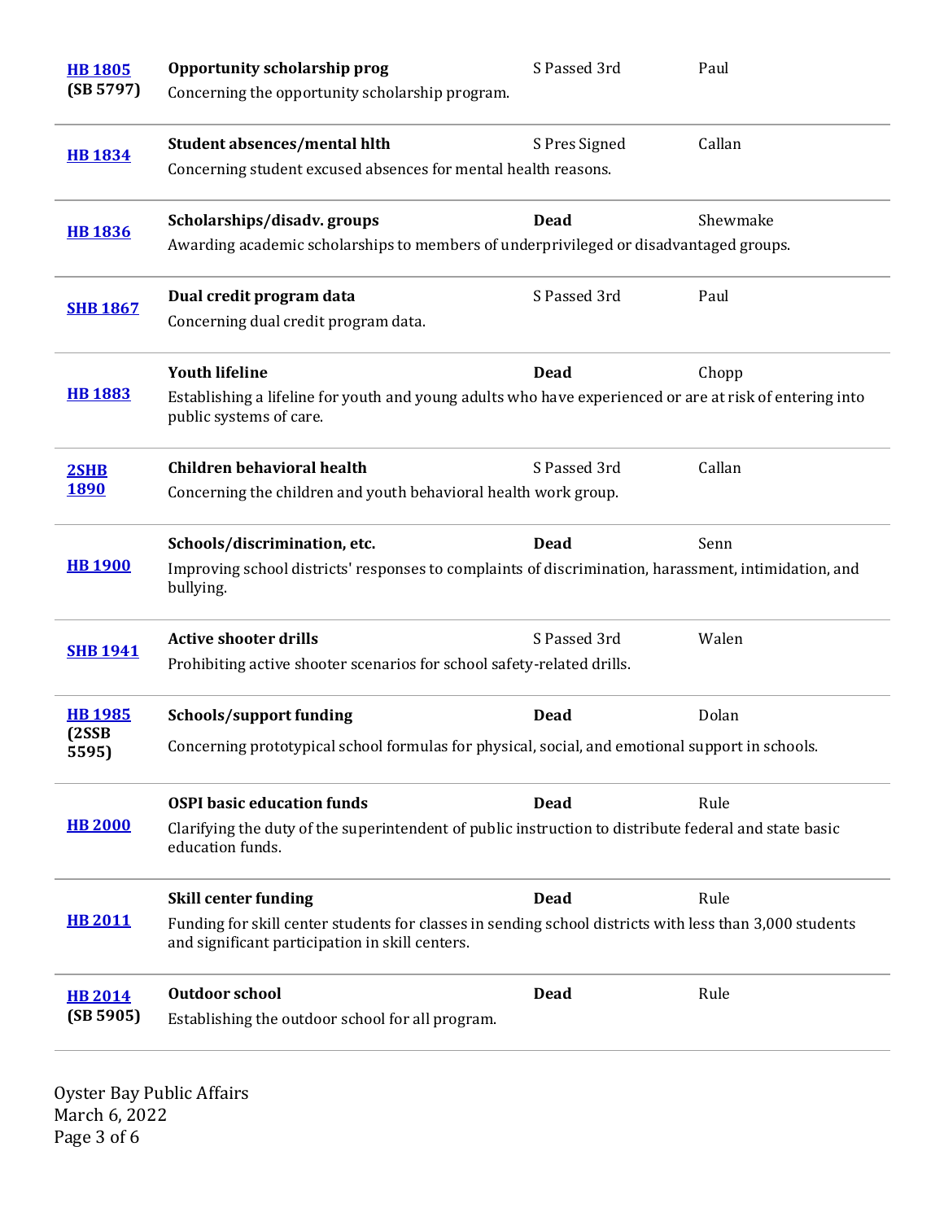| | | | |
|---|---|---|---|
| **HB 1805** **(SB 5797)** | **Opportunity scholarship prog** Concerning the opportunity scholarship program. | S Passed 3rd | Paul |
| **HB 1834** | **Student absences/mental hlth** Concerning student excused absences for mental health reasons. | S Pres Signed | Callan |
| **HB 1836** | **Scholarships/disadv. groups** Awarding academic scholarships to members of underprivileged or disadvantaged groups. | **Dead** | Shewmake |
| **SHB 1867** | **Dual credit program data** Concerning dual credit program data. | S Passed 3rd | Paul |
| **HB 1883** | **Youth lifeline** Establishing a lifeline for youth and young adults who have experienced or are at risk of entering into public systems of care. | **Dead** | Chopp |
| **2SHB 1890** | **Children behavioral health** Concerning the children and youth behavioral health work group. | S Passed 3rd | Callan |
| **HB 1900** | **Schools/discrimination, etc.** Improving school districts' responses to complaints of discrimination, harassment, intimidation, and bullying. | **Dead** | Senn |
| **SHB 1941** | **Active shooter drills** Prohibiting active shooter scenarios for school safety-related drills. | S Passed 3rd | Walen |
| **HB 1985** **(2SSB 5595)** | **Schools/support funding** Concerning prototypical school formulas for physical, social, and emotional support in schools. | **Dead** | Dolan |
| **HB 2000** | **OSPI basic education funds** Clarifying the duty of the superintendent of public instruction to distribute federal and state basic education funds. | **Dead** | Rule |
| **HB 2011** | **Skill center funding** Funding for skill center students for classes in sending school districts with less than 3,000 students and significant participation in skill centers. | **Dead** | Rule |
| **HB 2014** **(SB 5905)** | **Outdoor school** Establishing the outdoor school for all program. | **Dead** | Rule |

Oyster Bay Public Affairs
March 6, 2022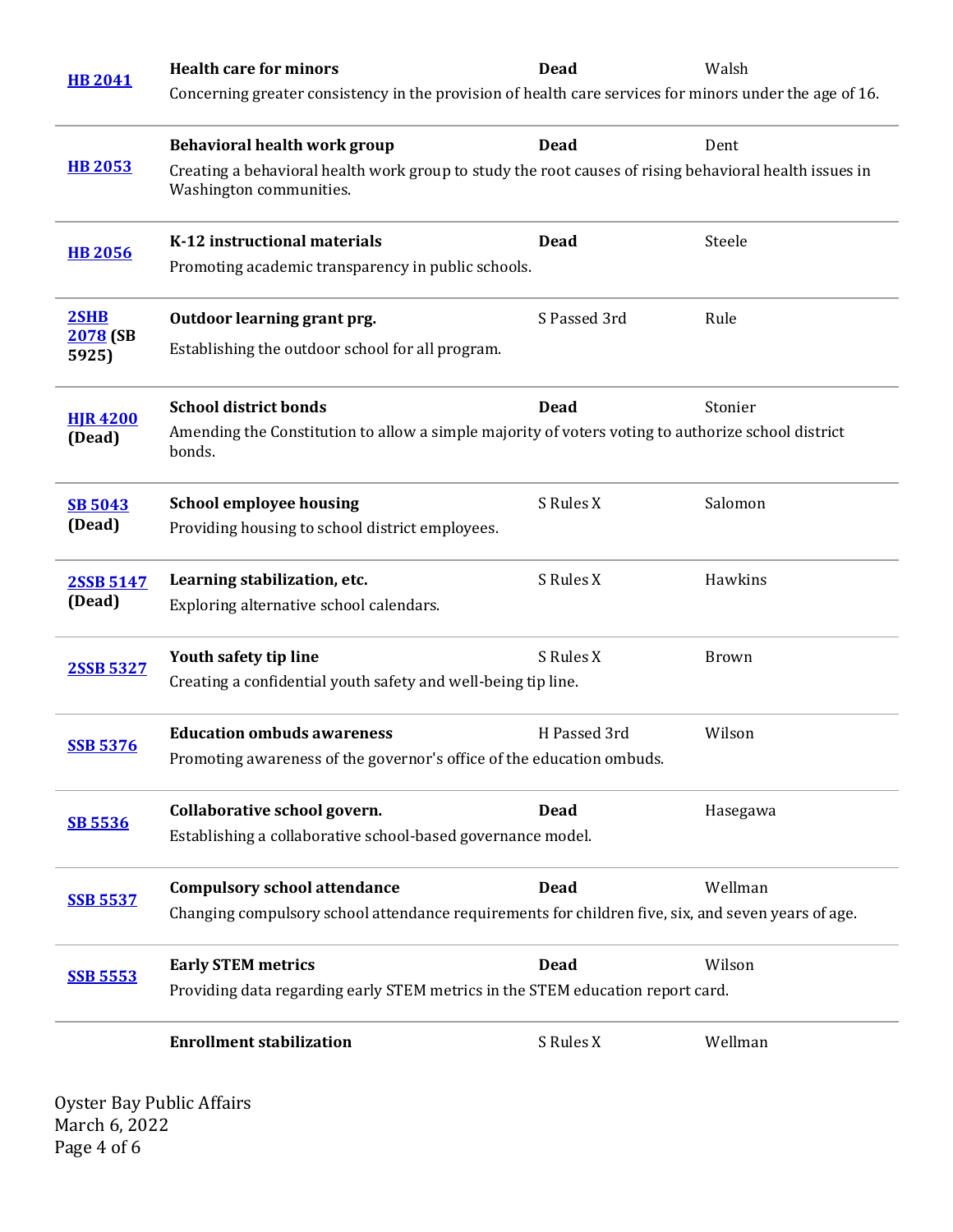| Bill | Title / Description | Status | Sponsor |
|---|---|---|---|
| HB 2041 | **Health care for minors**<br>Concerning greater consistency in the provision of health care services for minors under the age of 16. | **Dead** | Walsh |
| HB 2053 | **Behavioral health work group**<br>Creating a behavioral health work group to study the root causes of rising behavioral health issues in Washington communities. | **Dead** | Dent |
| HB 2056 | **K-12 instructional materials**<br>Promoting academic transparency in public schools. | **Dead** | Steele |
| 2SHB 2078 **(SB 5925)** | **Outdoor learning grant prg.**<br>Establishing the outdoor school for all program. | S Passed 3rd | Rule |
| HJR 4200 **(Dead)** | **School district bonds**<br>Amending the Constitution to allow a simple majority of voters voting to authorize school district bonds. | **Dead** | Stonier |
| SB 5043 **(Dead)** | **School employee housing**<br>Providing housing to school district employees. | S Rules X | Salomon |
| 2SSB 5147 **(Dead)** | **Learning stabilization, etc.**<br>Exploring alternative school calendars. | S Rules X | Hawkins |
| 2SSB 5327 | **Youth safety tip line**<br>Creating a confidential youth safety and well-being tip line. | S Rules X | Brown |
| SSB 5376 | **Education ombuds awareness**<br>Promoting awareness of the governor's office of the education ombuds. | H Passed 3rd | Wilson |
| SB 5536 | **Collaborative school govern.**<br>Establishing a collaborative school-based governance model. | **Dead** | Hasegawa |
| SSB 5537 | **Compulsory school attendance**<br>Changing compulsory school attendance requirements for children five, six, and seven years of age. | **Dead** | Wellman |
| SSB 5553 | **Early STEM metrics**<br>Providing data regarding early STEM metrics in the STEM education report card. | **Dead** | Wilson |
| | **Enrollment stabilization** | S Rules X | Wellman |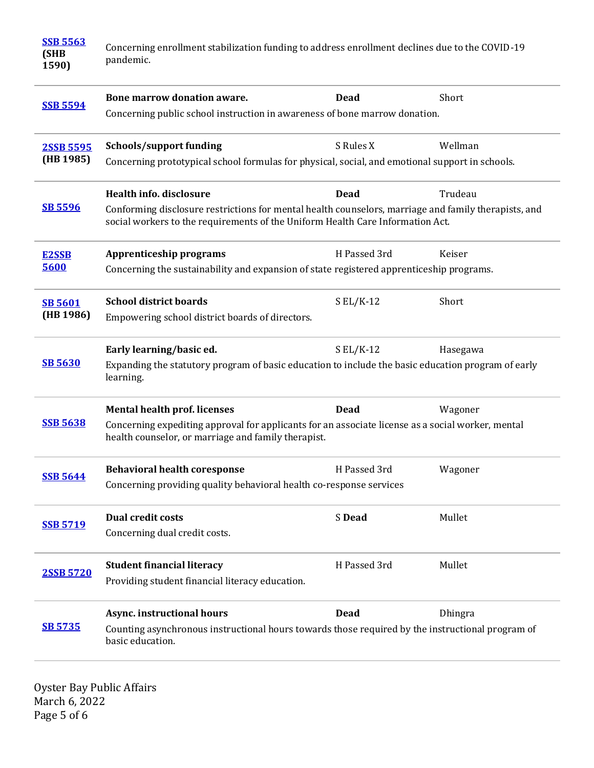| Bill | Title / Description | Status | Sponsor |
| --- | --- | --- | --- |
| **SSB 5563 (SHB 1590)** | Concerning enrollment stabilization funding to address enrollment declines due to the COVID-19 pandemic. | | |
| **SSB 5594** | **Bone marrow donation aware.** Concerning public school instruction in awareness of bone marrow donation. | **Dead** | Short |
| **2SSB 5595 (HB 1985)** | **Schools/support funding** Concerning prototypical school formulas for physical, social, and emotional support in schools. | S Rules X | Wellman |
| **SB 5596** | **Health info. disclosure** Conforming disclosure restrictions for mental health counselors, marriage and family therapists, and social workers to the requirements of the Uniform Health Care Information Act. | **Dead** | Trudeau |
| **E2SSB 5600** | **Apprenticeship programs** Concerning the sustainability and expansion of state registered apprenticeship programs. | H Passed 3rd | Keiser |
| **SB 5601 (HB 1986)** | **School district boards** Empowering school district boards of directors. | S EL/K-12 | Short |
| **SB 5630** | **Early learning/basic ed.** Expanding the statutory program of basic education to include the basic education program of early learning. | S EL/K-12 | Hasegawa |
| **SSB 5638** | **Mental health prof. licenses** Concerning expediting approval for applicants for an associate license as a social worker, mental health counselor, or marriage and family therapist. | **Dead** | Wagoner |
| **SSB 5644** | **Behavioral health coresponse** Concerning providing quality behavioral health co-response services | H Passed 3rd | Wagoner |
| **SSB 5719** | **Dual credit costs** Concerning dual credit costs. | S **Dead** | Mullet |
| **2SSB 5720** | **Student financial literacy** Providing student financial literacy education. | H Passed 3rd | Mullet |
| **SB 5735** | **Async. instructional hours** Counting asynchronous instructional hours towards those required by the instructional program of basic education. | **Dead** | Dhingra |

Oyster Bay Public Affairs
March 6, 2022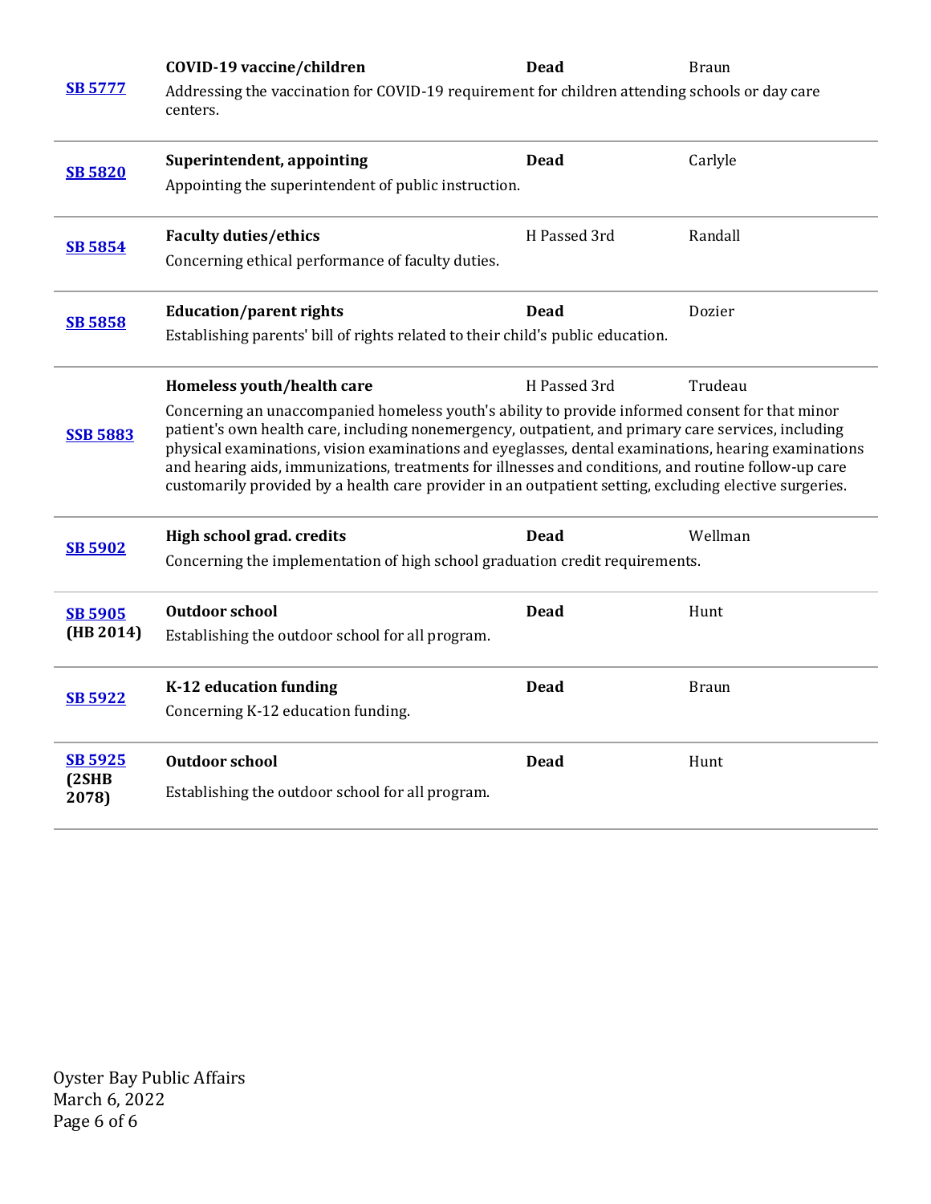| | | | |
|---|---|---|---|
| SB 5777 | **COVID-19 vaccine/children**<br>Addressing the vaccination for COVID-19 requirement for children attending schools or day care centers. | **Dead** | Braun |
| SB 5820 | **Superintendent, appointing**<br>Appointing the superintendent of public instruction. | **Dead** | Carlyle |
| SB 5854 | **Faculty duties/ethics**<br>Concerning ethical performance of faculty duties. | H Passed 3rd | Randall |
| SB 5858 | **Education/parent rights**<br>Establishing parents' bill of rights related to their child's public education. | **Dead** | Dozier |
| SSB 5883 | **Homeless youth/health care**<br>Concerning an unaccompanied homeless youth's ability to provide informed consent for that minor patient's own health care, including nonemergency, outpatient, and primary care services, including physical examinations, vision examinations and eyeglasses, dental examinations, hearing examinations and hearing aids, immunizations, treatments for illnesses and conditions, and routine follow-up care customarily provided by a health care provider in an outpatient setting, excluding elective surgeries. | H Passed 3rd | Trudeau |
| SB 5902 | **High school grad. credits**<br>Concerning the implementation of high school graduation credit requirements. | **Dead** | Wellman |
| SB 5905 **(HB 2014)** | **Outdoor school**<br>Establishing the outdoor school for all program. | **Dead** | Hunt |
| SB 5922 | **K-12 education funding**<br>Concerning K-12 education funding. | **Dead** | Braun |
| SB 5925 **(2SHB 2078)** | **Outdoor school**<br>Establishing the outdoor school for all program. | **Dead** | Hunt |

Oyster Bay Public Affairs
March 6, 2022